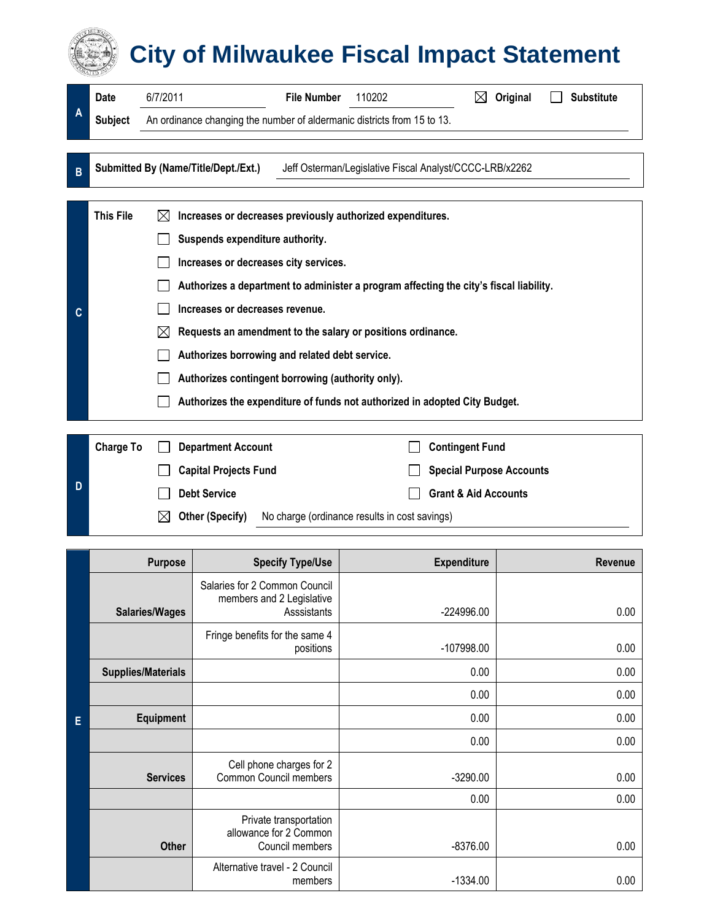# City of Milwaukee Fiscal Impact Statement

**A**

**Date** 6/7/2011 **File Number** 110202 ☒ **Original** ☐ **Substitute**

**Subject** An ordinance changing the number of aldermanic districts from 15 to 13.

**B**

**Submitted By (Name/Title/Dept./Ext.)** Jeff Osterman/Legislative Fiscal Analyst/CCCC-LRB/x2262

**C**

**This File**

- ☒ **Increases or decreases previously authorized expenditures.**
- ☐ **Suspends expenditure authority.**
- ☐ **Increases or decreases city services.**
- ☐ **Authorizes a department to administer a program affecting the city's fiscal liability.**
- ☐ **Increases or decreases revenue.**
- ☒ **Requests an amendment to the salary or positions ordinance.**
- ☐ **Authorizes borrowing and related debt service.**
- ☐ **Authorizes contingent borrowing (authority only).**
- ☐ **Authorizes the expenditure of funds not authorized in adopted City Budget.**

**D**

**Charge To**

- ☐ **Department Account**
- ☐ **Contingent Fund**
- ☐ **Capital Projects Fund**
- ☐ **Special Purpose Accounts**
- ☐ **Debt Service**
- ☐ **Grant & Aid Accounts**
- ☒ **Other (Specify)** No charge (ordinance results in cost savings)

**E**

| Purpose | Specify Type/Use | Expenditure | Revenue |
|---|---|---|---|
| **Salaries/Wages** | Salaries for 2 Common Council members and 2 Legislative Asssistants | -224996.00 | 0.00 |
| | Fringe benefits for the same 4 positions | -107998.00 | 0.00 |
| **Supplies/Materials** | | 0.00 | 0.00 |
| | | 0.00 | 0.00 |
| **Equipment** | | 0.00 | 0.00 |
| | | 0.00 | 0.00 |
| **Services** | Cell phone charges for 2 Common Council members | -3290.00 | 0.00 |
| | | 0.00 | 0.00 |
| **Other** | Private transportation allowance for 2 Common Council members | -8376.00 | 0.00 |
| | Alternative travel - 2 Council members | -1334.00 | 0.00 |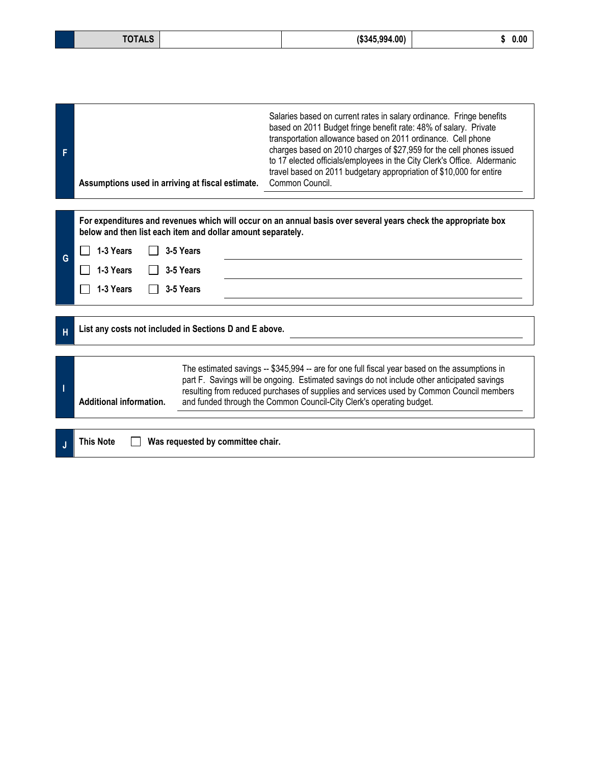| | | | | |
|---|---|---|---|---|
| | **TOTALS** | | **($345,994.00)** | **$ 0.00** |

| | | |
|---|---|---|
| **F** | **Assumptions used in arriving at fiscal estimate.** | Salaries based on current rates in salary ordinance. Fringe benefits based on 2011 Budget fringe benefit rate: 48% of salary. Private transportation allowance based on 2011 ordinance. Cell phone charges based on 2010 charges of $27,959 for the cell phones issued to 17 elected officials/employees in the City Clerk's Office. Aldermanic travel based on 2011 budgetary appropriation of $10,000 for entire Common Council. |

**G** **For expenditures and revenues which will occur on an annual basis over several years check the appropriate box below and then list each item and dollar amount separately.**

☐ **1-3 Years** ☐ **3-5 Years**

☐ **1-3 Years** ☐ **3-5 Years**

☐ **1-3 Years** ☐ **3-5 Years**

**H** **List any costs not included in Sections D and E above.**

| | | |
|---|---|---|
| **I** | **Additional information.** | The estimated savings -- $345,994 -- are for one full fiscal year based on the assumptions in part F. Savings will be ongoing. Estimated savings do not include other anticipated savings resulting from reduced purchases of supplies and services used by Common Council members and funded through the Common Council-City Clerk's operating budget. |

**J** **This Note** ☐ **Was requested by committee chair.**